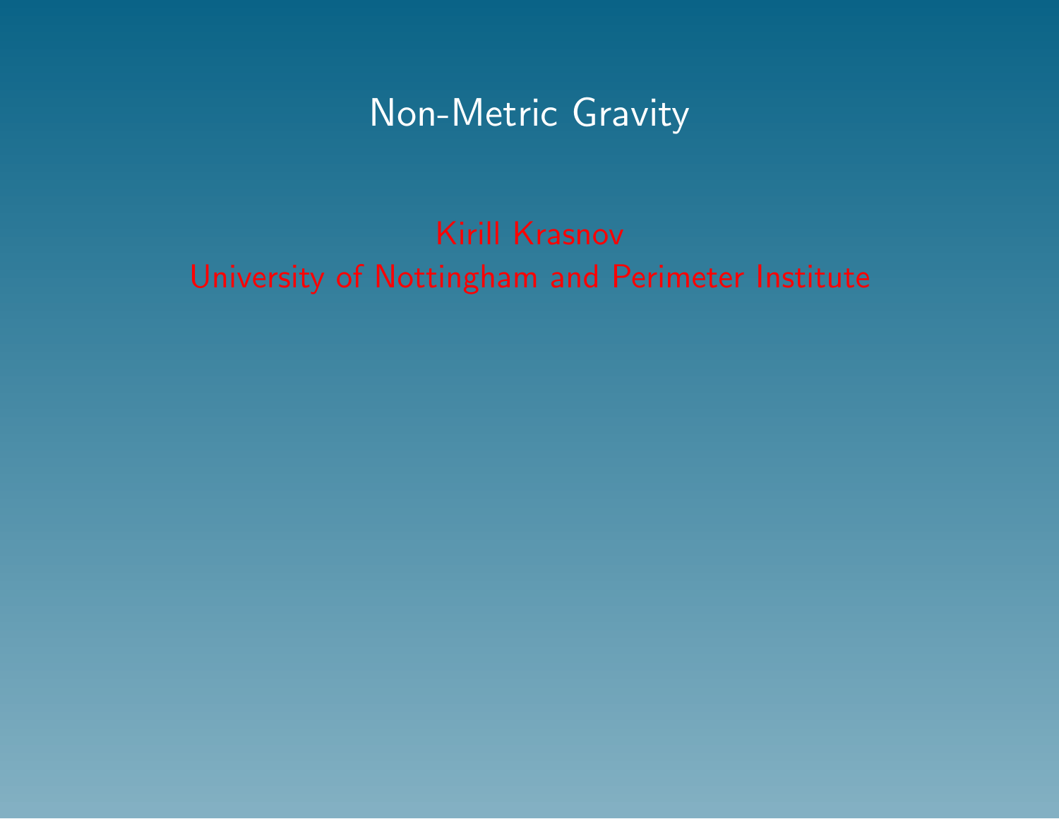# Non-Metric Gravity

Kirill Krasnov

University of Nottingham and Perimeter Institute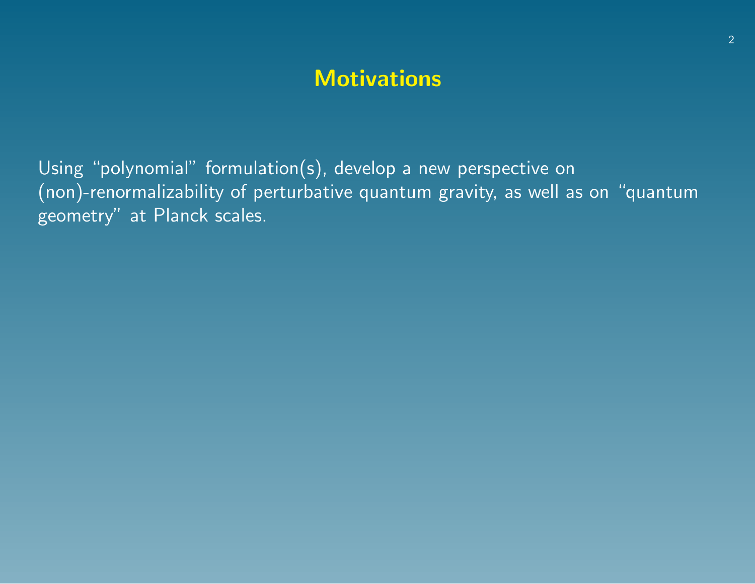# Motivations

Using "polynomial" formulation(s), develop a new perspective on (non)-renormalizability of perturbative quantum gravity, as well as on "quantum geometry" at Planck scales.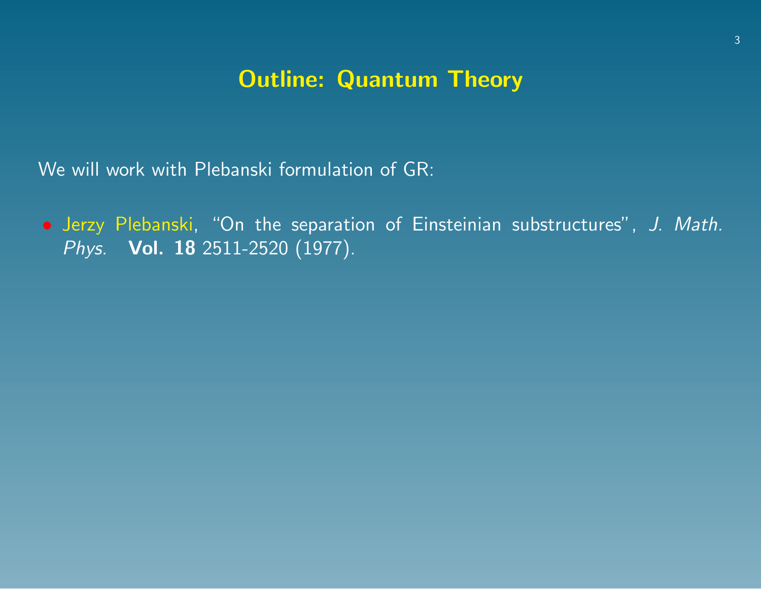## Outline: Quantum Theory

We will work with Plebanski formulation of GR:

- Jerzy Plebanski, "On the separation of Einsteinian substructures", *J. Math. Phys.* **Vol. 18** 2511-2520 (1977).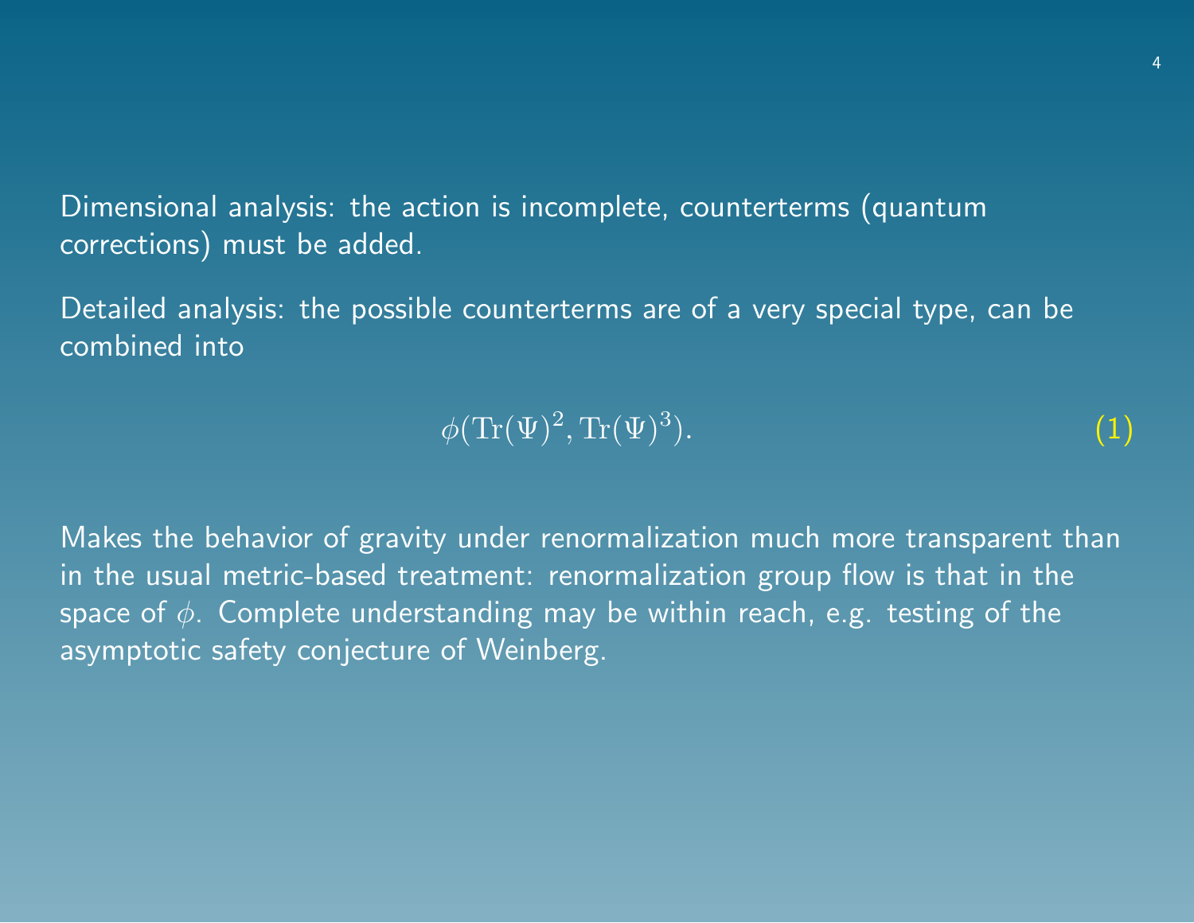Dimensional analysis: the action is incomplete, counterterms (quantum corrections) must be added.

Detailed analysis: the possible counterterms are of a very special type, can be combined into

$$\phi(\mathrm{Tr}(\Psi)^2, \mathrm{Tr}(\Psi)^3). \tag{1}$$

Makes the behavior of gravity under renormalization much more transparent than in the usual metric-based treatment: renormalization group flow is that in the space of $\phi$. Complete understanding may be within reach, e.g. testing of the asymptotic safety conjecture of Weinberg.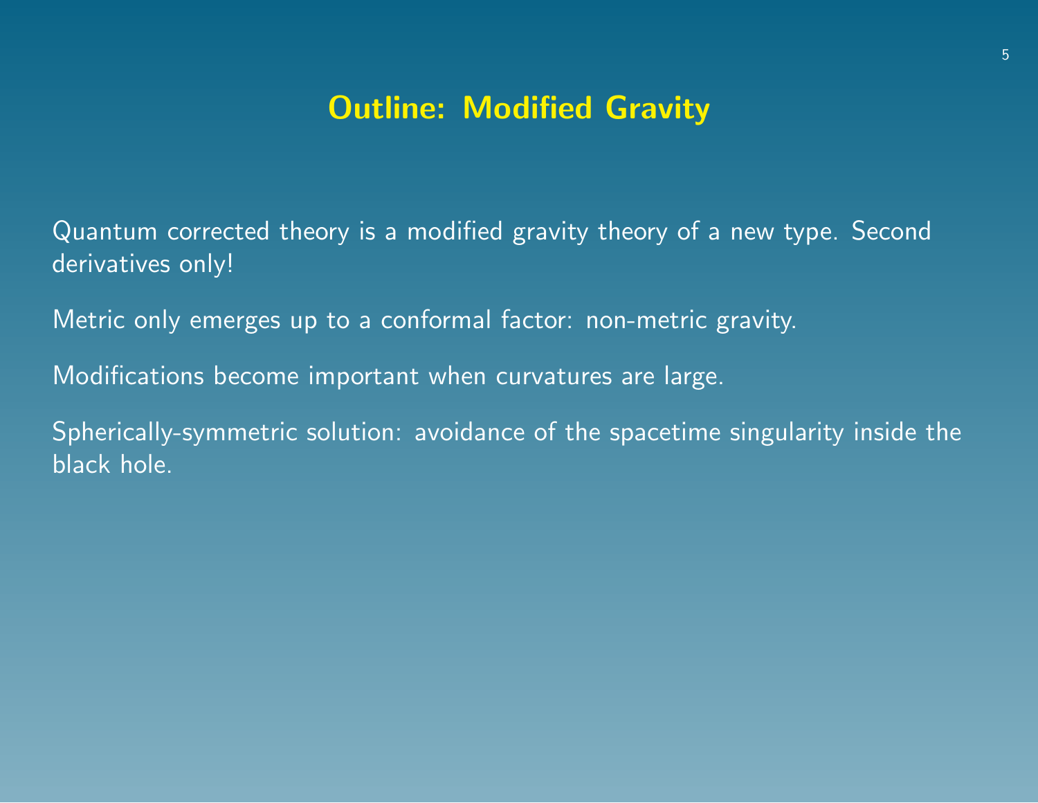# Outline: Modified Gravity

Quantum corrected theory is a modified gravity theory of a new type. Second derivatives only!

Metric only emerges up to a conformal factor: non-metric gravity.

Modifications become important when curvatures are large.

Spherically-symmetric solution: avoidance of the spacetime singularity inside the black hole.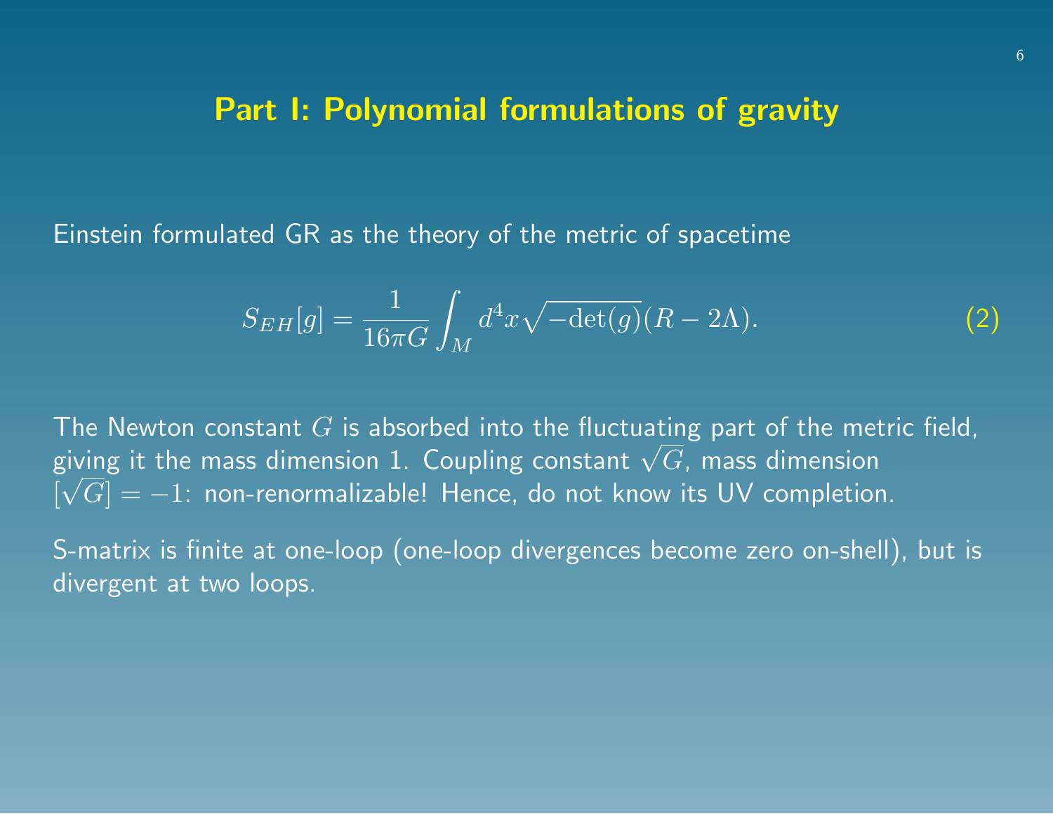## Part I: Polynomial formulations of gravity

Einstein formulated GR as the theory of the metric of spacetime

$$S_{EH}[g] = \frac{1}{16\pi G}\int_M d^4x\sqrt{-\det(g)}(R-2\Lambda). \tag{2}$$

The Newton constant $G$ is absorbed into the fluctuating part of the metric field, giving it the mass dimension 1. Coupling constant $\sqrt{G}$, mass dimension $[\sqrt{G}] = -1$: non-renormalizable! Hence, do not know its UV completion.

S-matrix is finite at one-loop (one-loop divergences become zero on-shell), but is divergent at two loops.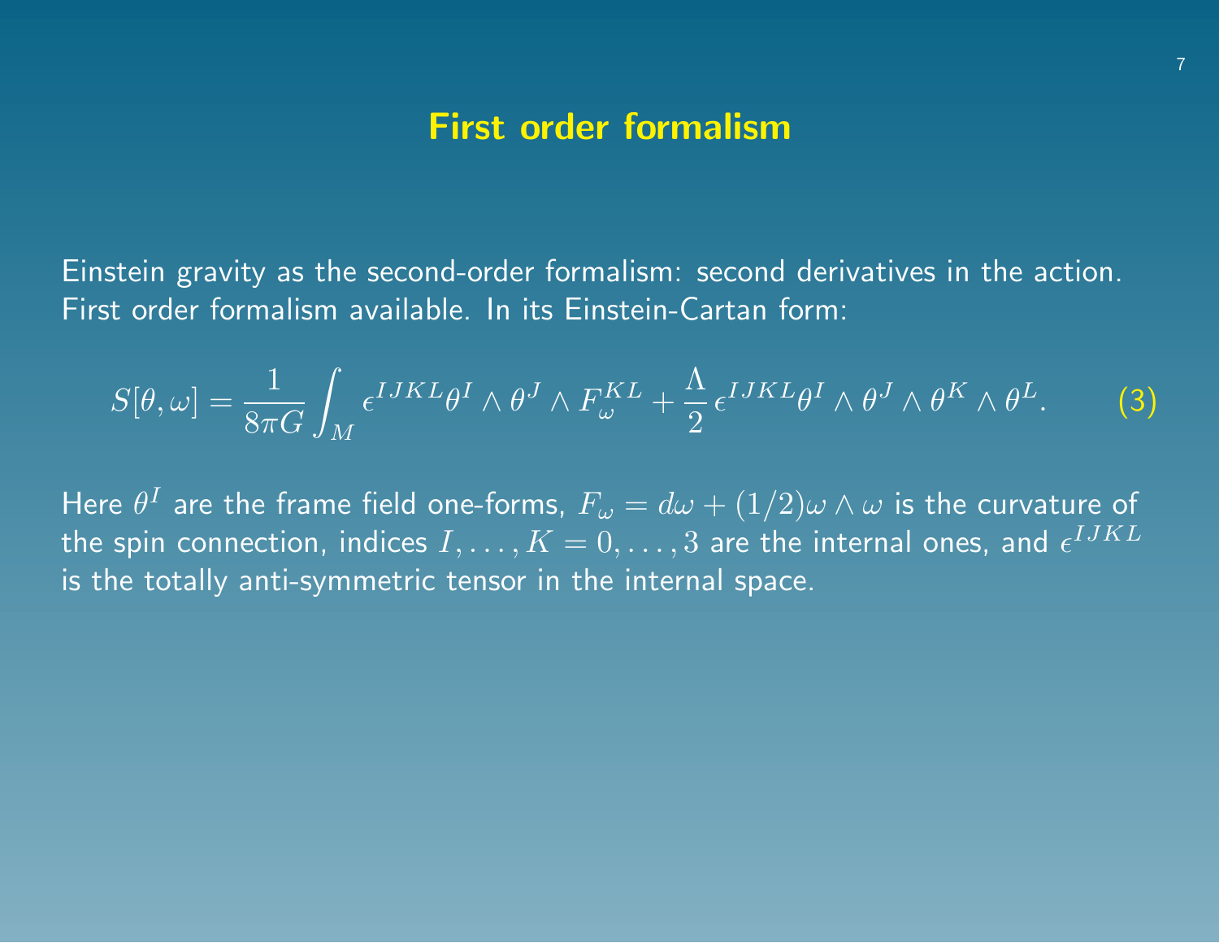# First order formalism

Einstein gravity as the second-order formalism: second derivatives in the action. First order formalism available. In its Einstein-Cartan form:

$$S[\theta, \omega] = \frac{1}{8\pi G} \int_M \epsilon^{IJKL} \theta^I \wedge \theta^J \wedge F_\omega^{KL} + \frac{\Lambda}{2} \epsilon^{IJKL} \theta^I \wedge \theta^J \wedge \theta^K \wedge \theta^L. \tag{3}$$

Here $\theta^I$ are the frame field one-forms, $F_\omega = d\omega + (1/2)\omega \wedge \omega$ is the curvature of the spin connection, indices $I, \ldots, K = 0, \ldots, 3$ are the internal ones, and $\epsilon^{IJKL}$ is the totally anti-symmetric tensor in the internal space.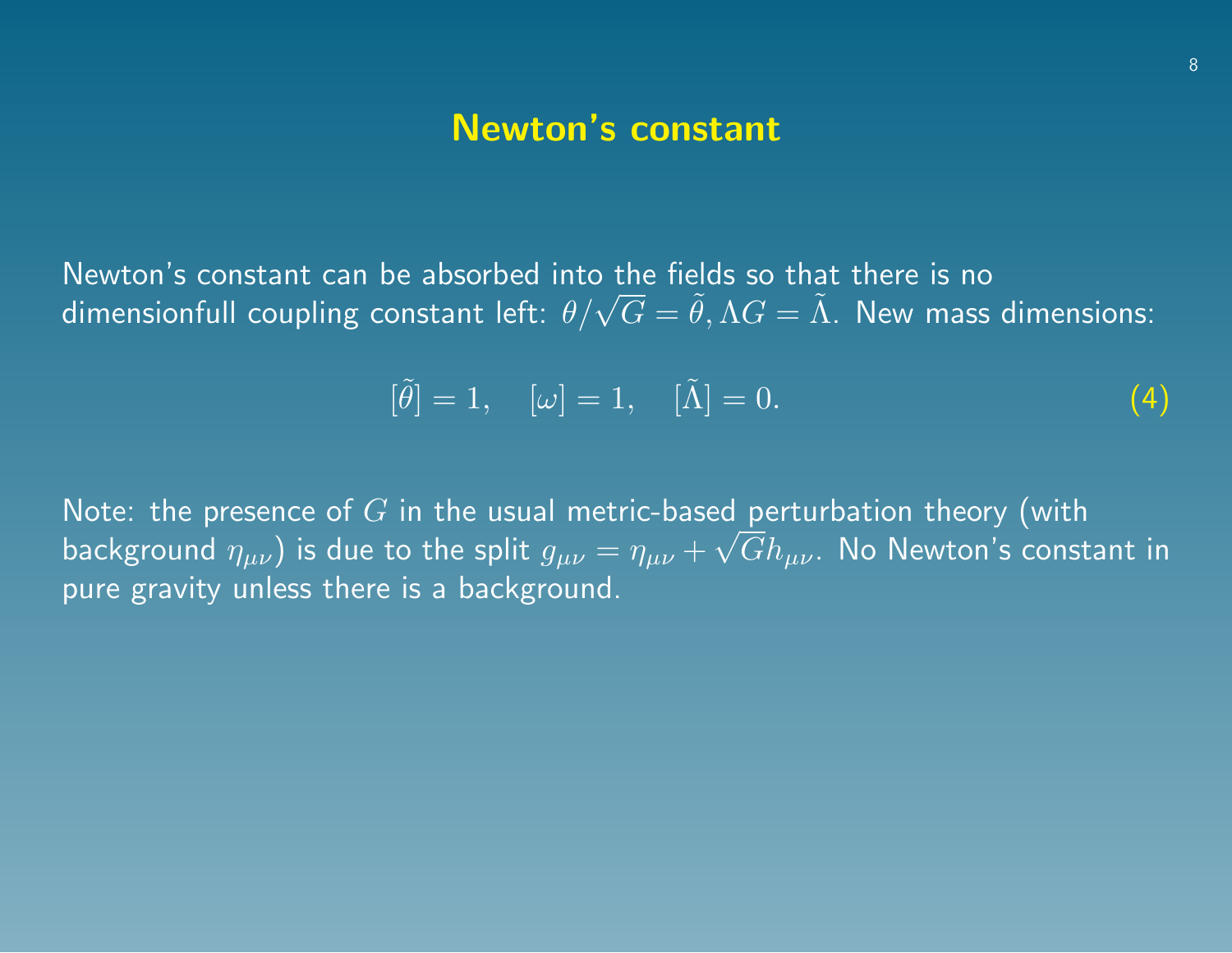# Newton's constant

Newton's constant can be absorbed into the fields so that there is no dimensionfull coupling constant left: $\theta/\sqrt{G} = \tilde{\theta}, \Lambda G = \tilde{\Lambda}$. New mass dimensions:

$$[\tilde{\theta}] = 1, \quad [\omega] = 1, \quad [\tilde{\Lambda}] = 0. \tag{4}$$

Note: the presence of $G$ in the usual metric-based perturbation theory (with background $\eta_{\mu\nu}$) is due to the split $g_{\mu\nu} = \eta_{\mu\nu} + \sqrt{G}h_{\mu\nu}$. No Newton's constant in pure gravity unless there is a background.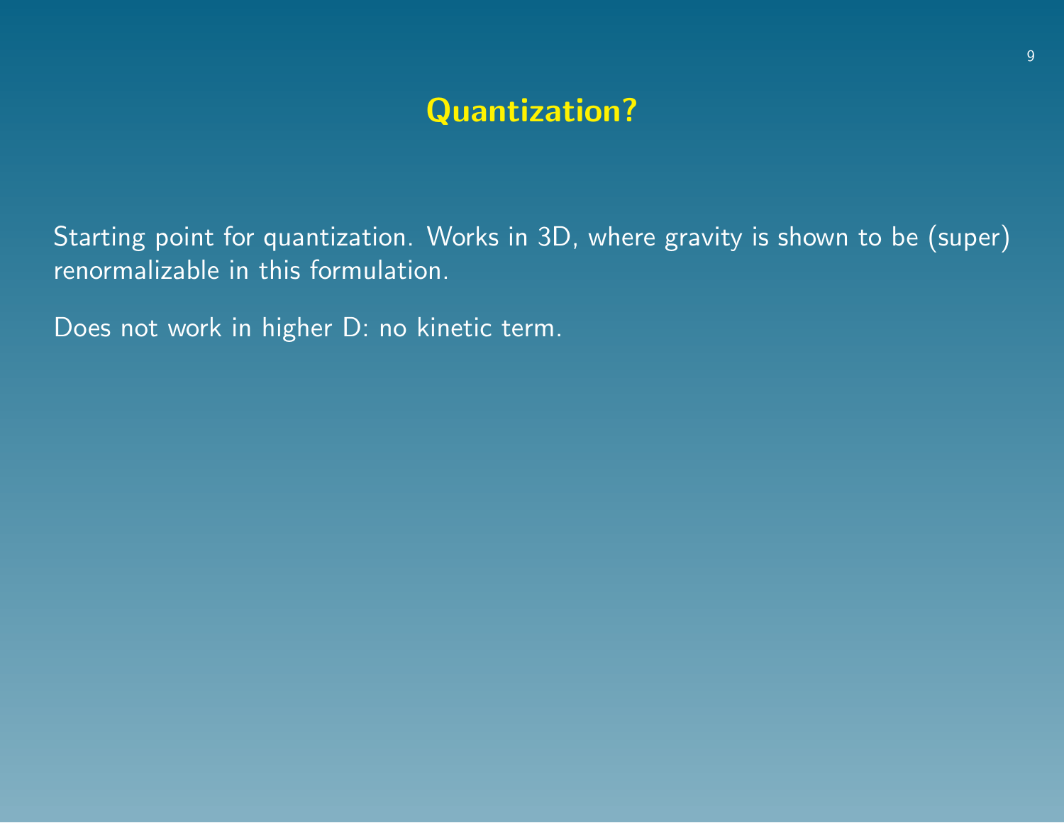# Quantization?

Starting point for quantization. Works in 3D, where gravity is shown to be (super) renormalizable in this formulation.

Does not work in higher D: no kinetic term.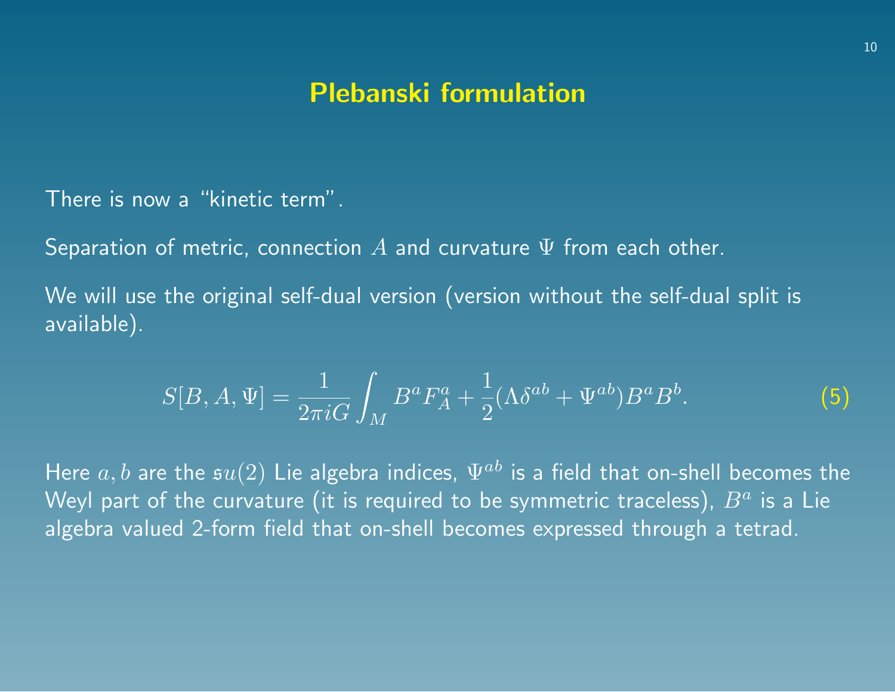# Plebanski formulation

There is now a "kinetic term".

Separation of metric, connection $A$ and curvature $\Psi$ from each other.

We will use the original self-dual version (version without the self-dual split is available).

$$S[B, A, \Psi] = \frac{1}{2\pi i G} \int_M B^a F_A^a + \frac{1}{2}(\Lambda \delta^{ab} + \Psi^{ab}) B^a B^b. \tag{5}$$

Here $a, b$ are the $\mathfrak{su}(2)$ Lie algebra indices, $\Psi^{ab}$ is a field that on-shell becomes the Weyl part of the curvature (it is required to be symmetric traceless), $B^a$ is a Lie algebra valued 2-form field that on-shell becomes expressed through a tetrad.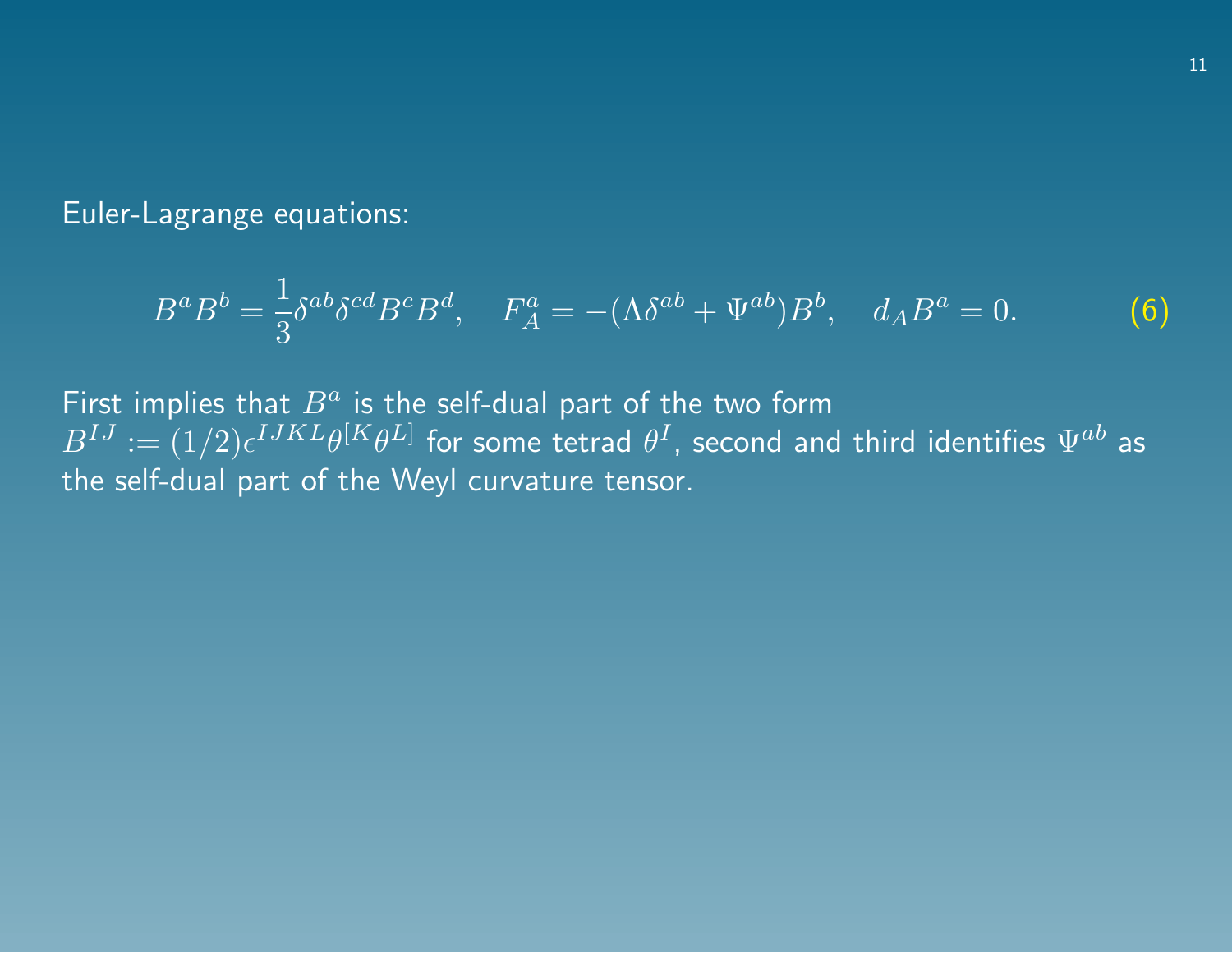Euler-Lagrange equations:

$$B^a B^b = \frac{1}{3}\delta^{ab}\delta^{cd}B^c B^d, \quad F_A^a = -(\Lambda\delta^{ab} + \Psi^{ab})B^b, \quad d_A B^a = 0. \tag{6}$$

First implies that $B^a$ is the self-dual part of the two form $B^{IJ} := (1/2)\epsilon^{IJKL}\theta^{[K}\theta^{L]}$ for some tetrad $\theta^I$, second and third identifies $\Psi^{ab}$ as the self-dual part of the Weyl curvature tensor.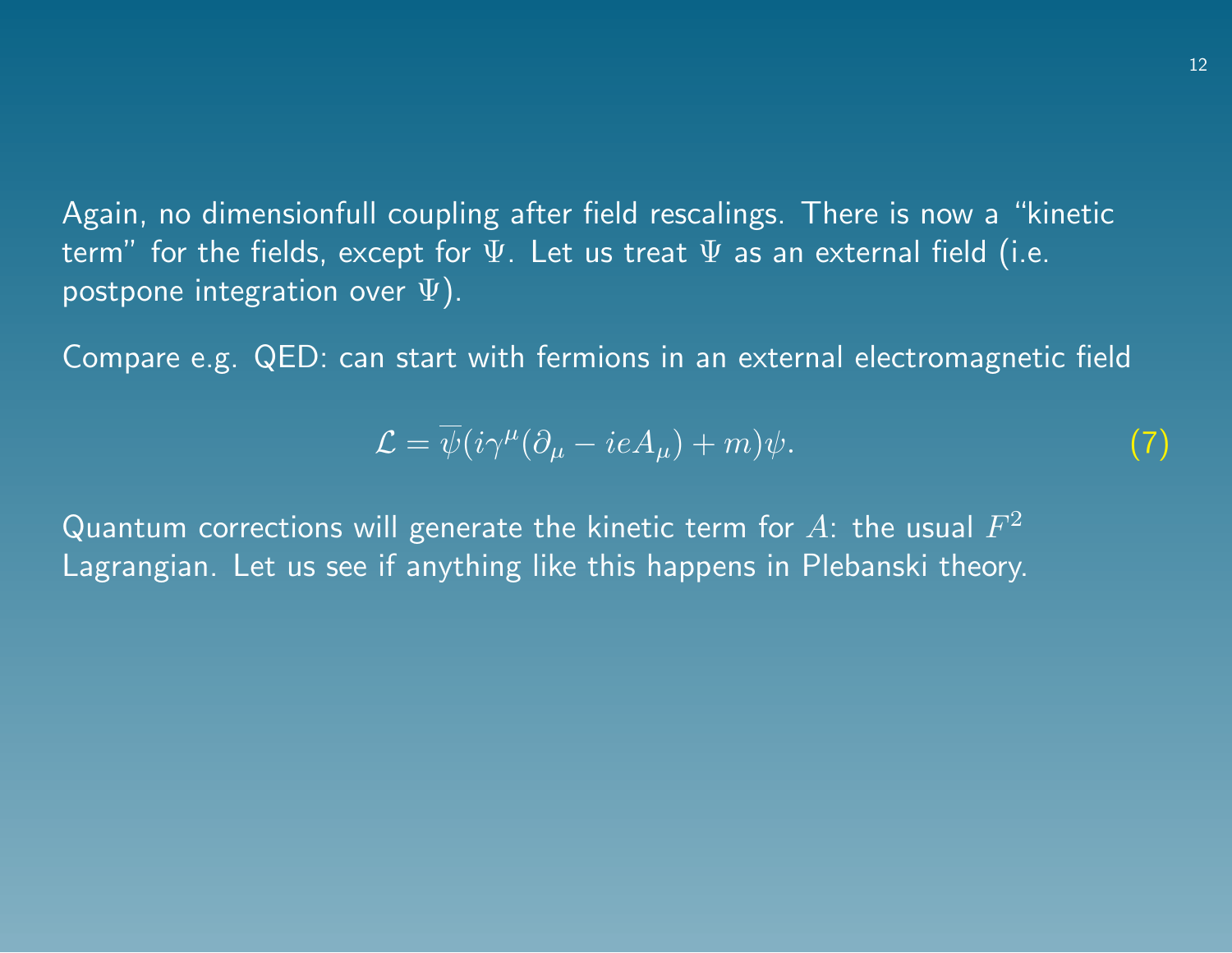Again, no dimensionfull coupling after field rescalings. There is now a “kinetic term” for the fields, except for $\Psi$. Let us treat $\Psi$ as an external field (i.e. postpone integration over $\Psi$).

Compare e.g. QED: can start with fermions in an external electromagnetic field

$$\mathcal{L} = \overline{\psi}(i\gamma^\mu(\partial_\mu - ieA_\mu) + m)\psi. \tag{7}$$

Quantum corrections will generate the kinetic term for $A$: the usual $F^2$ Lagrangian. Let us see if anything like this happens in Plebanski theory.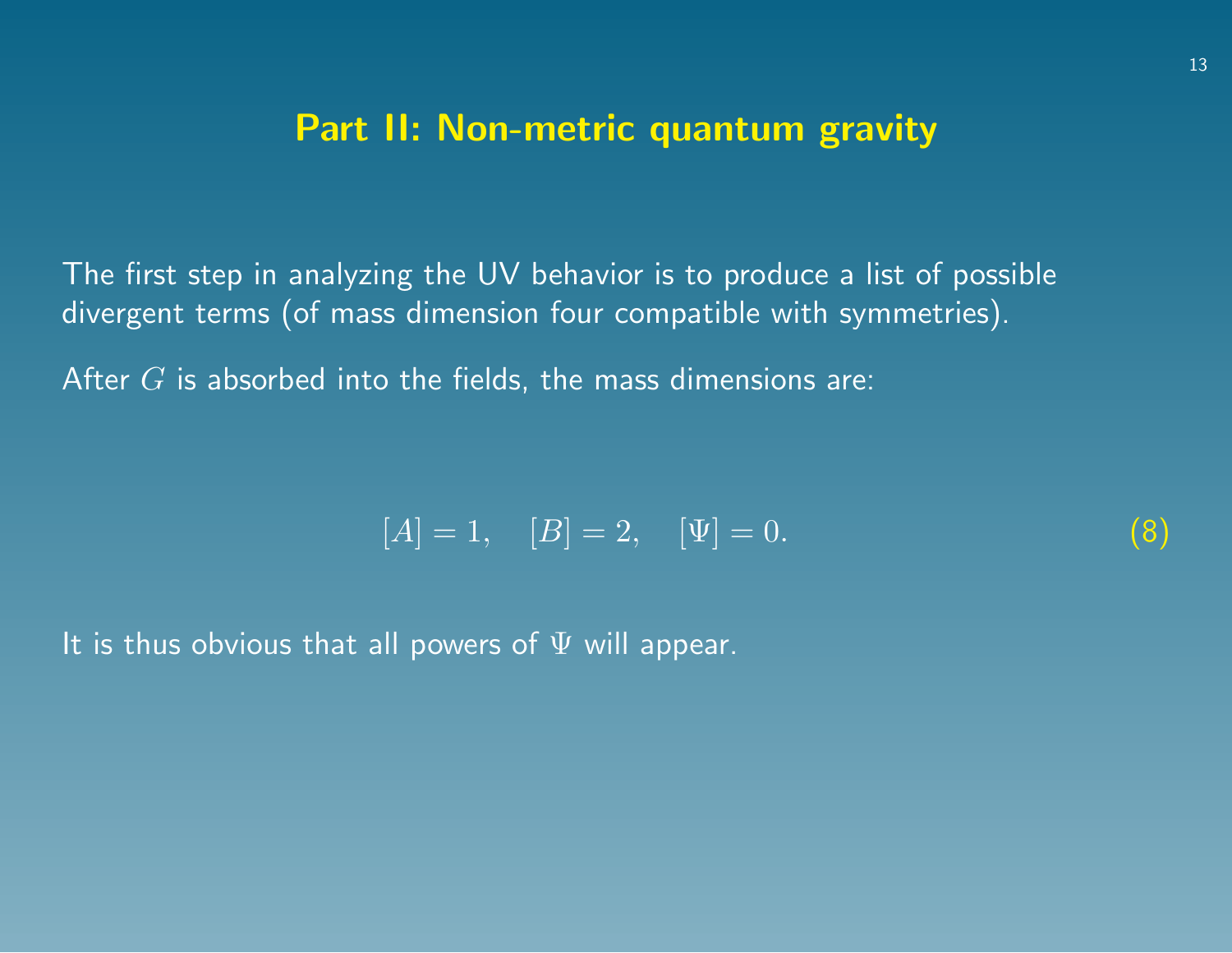## Part II: Non-metric quantum gravity

The first step in analyzing the UV behavior is to produce a list of possible divergent terms (of mass dimension four compatible with symmetries).

After $G$ is absorbed into the fields, the mass dimensions are:

$$[A] = 1, \quad [B] = 2, \quad [\Psi] = 0. \tag{8}$$

It is thus obvious that all powers of $\Psi$ will appear.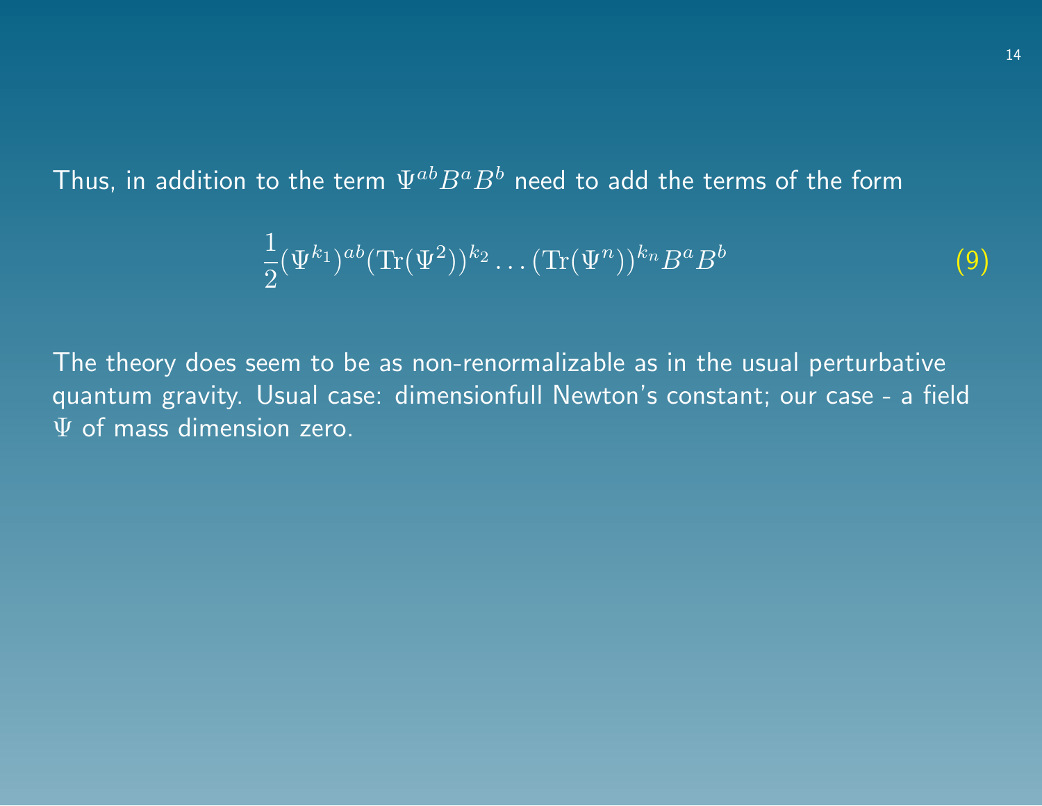Thus, in addition to the term $\Psi^{ab}B^aB^b$ need to add the terms of the form

$$\frac{1}{2}(\Psi^{k_1})^{ab}(\mathrm{Tr}(\Psi^2))^{k_2}\ldots(\mathrm{Tr}(\Psi^n))^{k_n}B^aB^b \tag{9}$$

The theory does seem to be as non-renormalizable as in the usual perturbative quantum gravity. Usual case: dimensionfull Newton's constant; our case - a field $\Psi$ of mass dimension zero.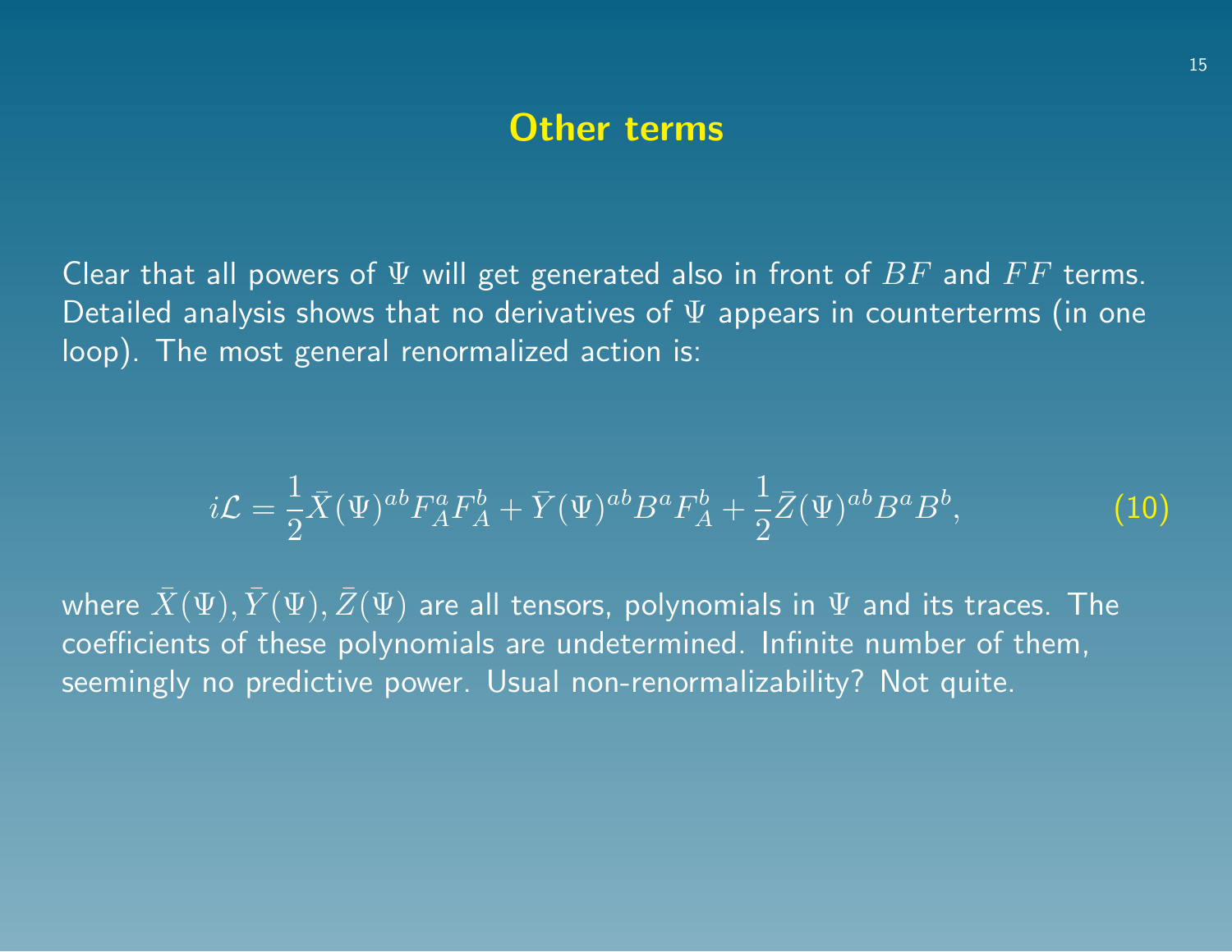# Other terms

Clear that all powers of $\Psi$ will get generated also in front of $BF$ and $FF$ terms. Detailed analysis shows that no derivatives of $\Psi$ appears in counterterms (in one loop). The most general renormalized action is:

$$i\mathcal{L} = \frac{1}{2}\bar{X}(\Psi)^{ab} F_A^a F_A^b + \bar{Y}(\Psi)^{ab} B^a F_A^b + \frac{1}{2}\bar{Z}(\Psi)^{ab} B^a B^b, \tag{10}$$

where $\bar{X}(\Psi), \bar{Y}(\Psi), \bar{Z}(\Psi)$ are all tensors, polynomials in $\Psi$ and its traces. The coefficients of these polynomials are undetermined. Infinite number of them, seemingly no predictive power. Usual non-renormalizability? Not quite.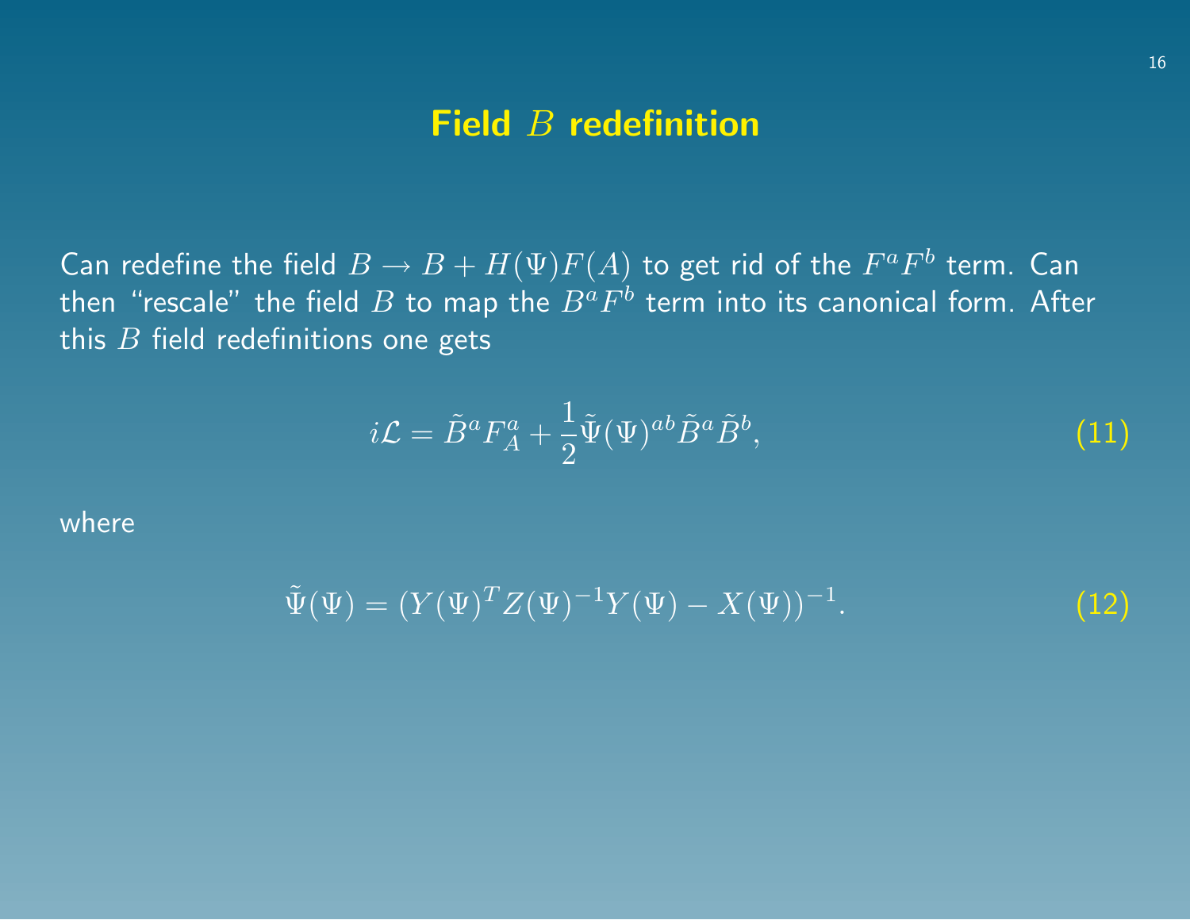# Field $B$ redefinition

Can redefine the field $B \rightarrow B + H(\Psi)F(A)$ to get rid of the $F^a F^b$ term. Can then "rescale" the field $B$ to map the $B^a F^b$ term into its canonical form. After this $B$ field redefinitions one gets

$$i\mathcal{L} = \tilde{B}^a F_A^a + \frac{1}{2}\tilde{\Psi}(\Psi)^{ab}\tilde{B}^a\tilde{B}^b, \tag{11}$$

where

$$\tilde{\Psi}(\Psi) = (Y(\Psi)^T Z(\Psi)^{-1} Y(\Psi) - X(\Psi))^{-1}. \tag{12}$$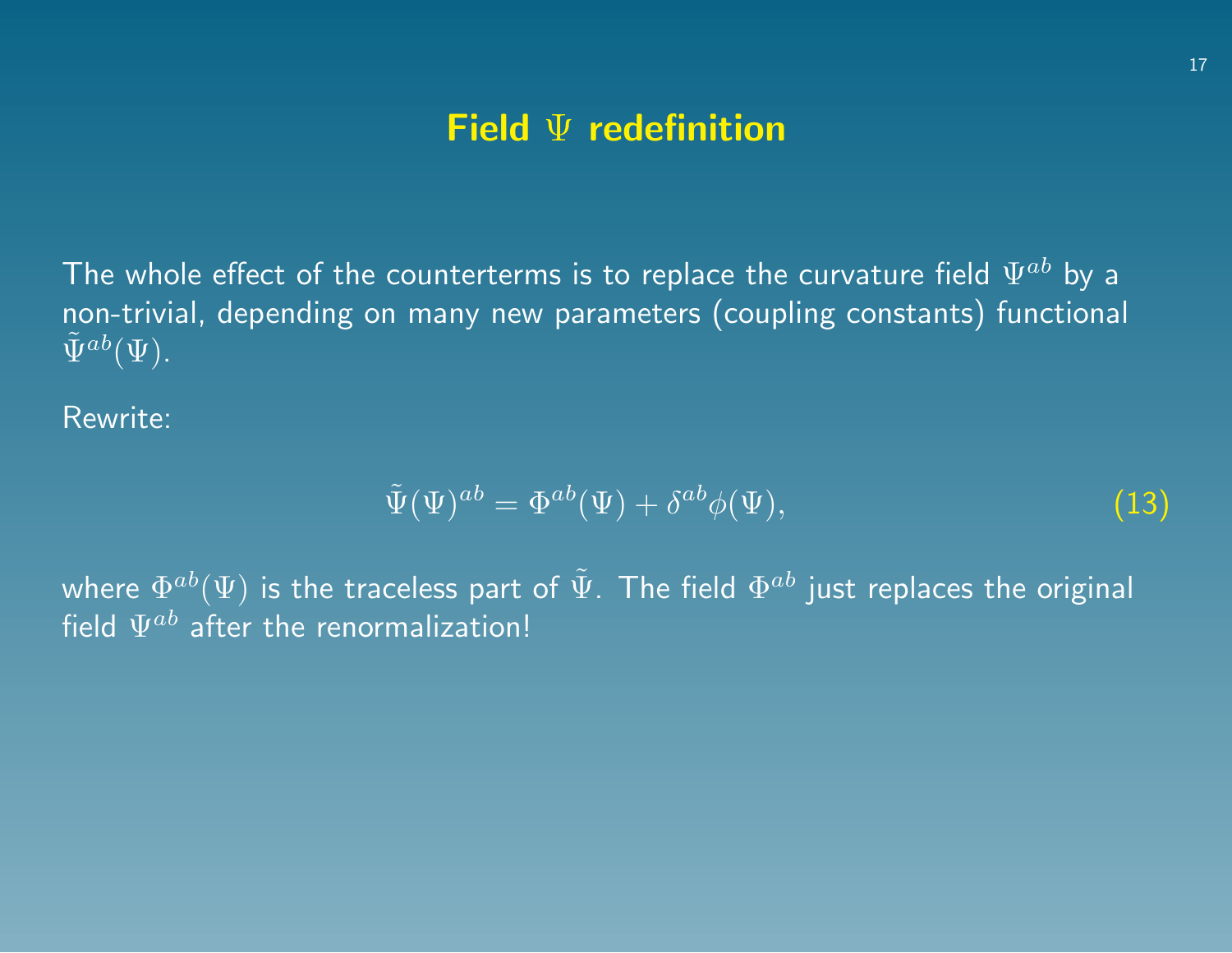# Field $\Psi$ redefinition

The whole effect of the counterterms is to replace the curvature field $\Psi^{ab}$ by a non-trivial, depending on many new parameters (coupling constants) functional $\tilde{\Psi}^{ab}(\Psi)$.

Rewrite:

$$\tilde{\Psi}(\Psi)^{ab} = \Phi^{ab}(\Psi) + \delta^{ab}\phi(\Psi), \tag{13}$$

where $\Phi^{ab}(\Psi)$ is the traceless part of $\tilde{\Psi}$. The field $\Phi^{ab}$ just replaces the original field $\Psi^{ab}$ after the renormalization!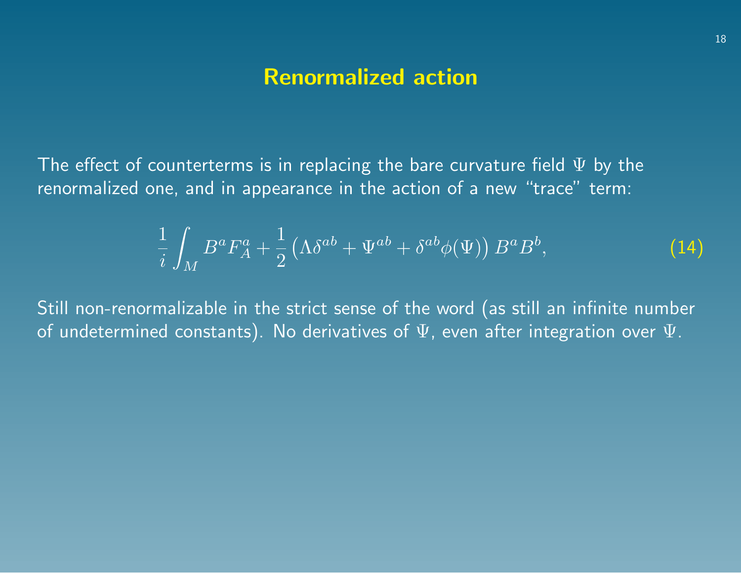# Renormalized action

The effect of counterterms is in replacing the bare curvature field $\Psi$ by the renormalized one, and in appearance in the action of a new "trace" term:

$$\frac{1}{i}\int_M B^a F_A^a + \frac{1}{2}\left(\Lambda\delta^{ab} + \Psi^{ab} + \delta^{ab}\phi(\Psi)\right) B^a B^b, \tag{14}$$

Still non-renormalizable in the strict sense of the word (as still an infinite number of undetermined constants). No derivatives of $\Psi$, even after integration over $\Psi$.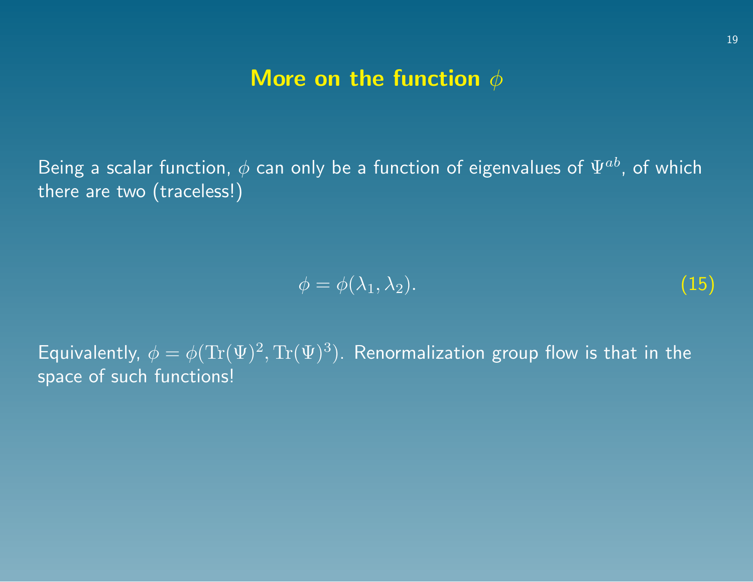## More on the function $\phi$

Being a scalar function, $\phi$ can only be a function of eigenvalues of $\Psi^{ab}$, of which there are two (traceless!)

$$\phi = \phi(\lambda_1, \lambda_2). \tag{15}$$

Equivalently, $\phi = \phi(\mathrm{Tr}(\Psi)^2, \mathrm{Tr}(\Psi)^3)$. Renormalization group flow is that in the space of such functions!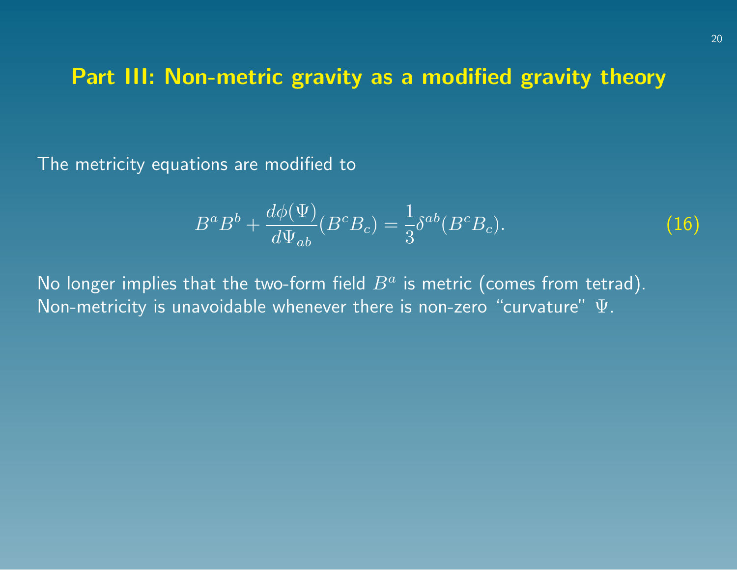# Part III: Non-metric gravity as a modified gravity theory

The metricity equations are modified to

$$B^a B^b + \frac{d\phi(\Psi)}{d\Psi_{ab}}(B^c B_c) = \frac{1}{3}\delta^{ab}(B^c B_c). \tag{16}$$

No longer implies that the two-form field $B^a$ is metric (comes from tetrad). Non-metricity is unavoidable whenever there is non-zero "curvature" $\Psi$.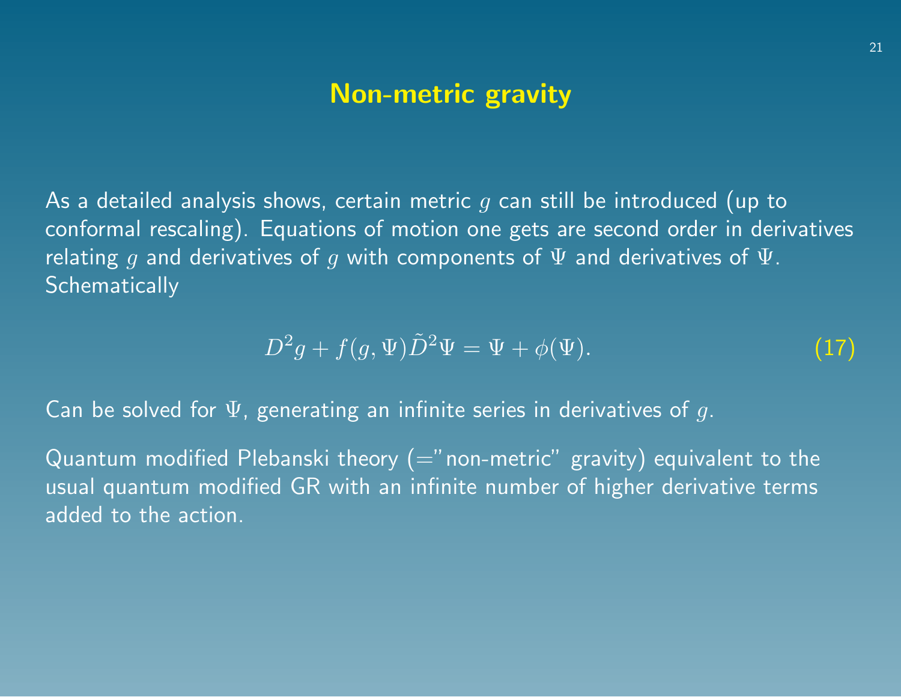# Non-metric gravity

As a detailed analysis shows, certain metric $g$ can still be introduced (up to conformal rescaling). Equations of motion one gets are second order in derivatives relating $g$ and derivatives of $g$ with components of $\Psi$ and derivatives of $\Psi$. Schematically

$$D^2 g + f(g, \Psi) \tilde{D}^2 \Psi = \Psi + \phi(\Psi). \tag{17}$$

Can be solved for $\Psi$, generating an infinite series in derivatives of $g$.

Quantum modified Plebanski theory (="non-metric" gravity) equivalent to the usual quantum modified GR with an infinite number of higher derivative terms added to the action.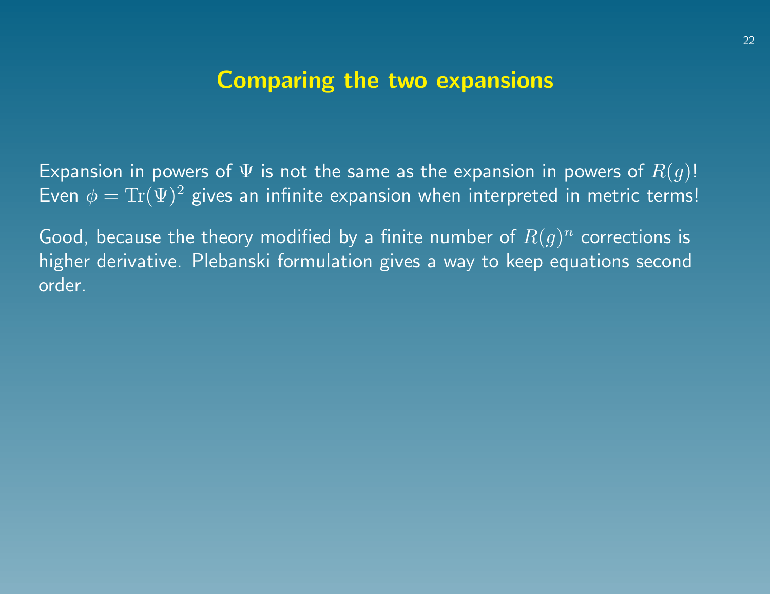# Comparing the two expansions

Expansion in powers of $\Psi$ is not the same as the expansion in powers of $R(g)$! Even $\phi = \mathrm{Tr}(\Psi)^2$ gives an infinite expansion when interpreted in metric terms!

Good, because the theory modified by a finite number of $R(g)^n$ corrections is higher derivative. Plebanski formulation gives a way to keep equations second order.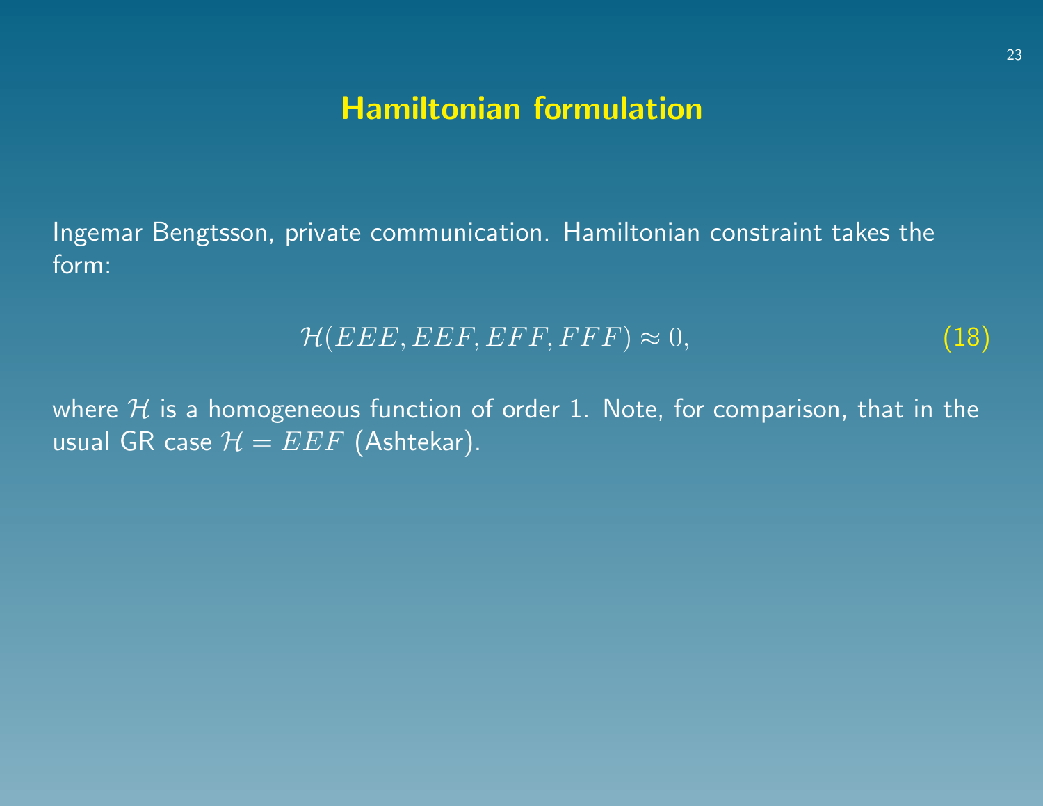# Hamiltonian formulation

Ingemar Bengtsson, private communication. Hamiltonian constraint takes the form:

$$\mathcal{H}(EEE, EEF, EFF, FFF) \approx 0, \tag{18}$$

where $\mathcal{H}$ is a homogeneous function of order 1. Note, for comparison, that in the usual GR case $\mathcal{H} = EEF$ (Ashtekar).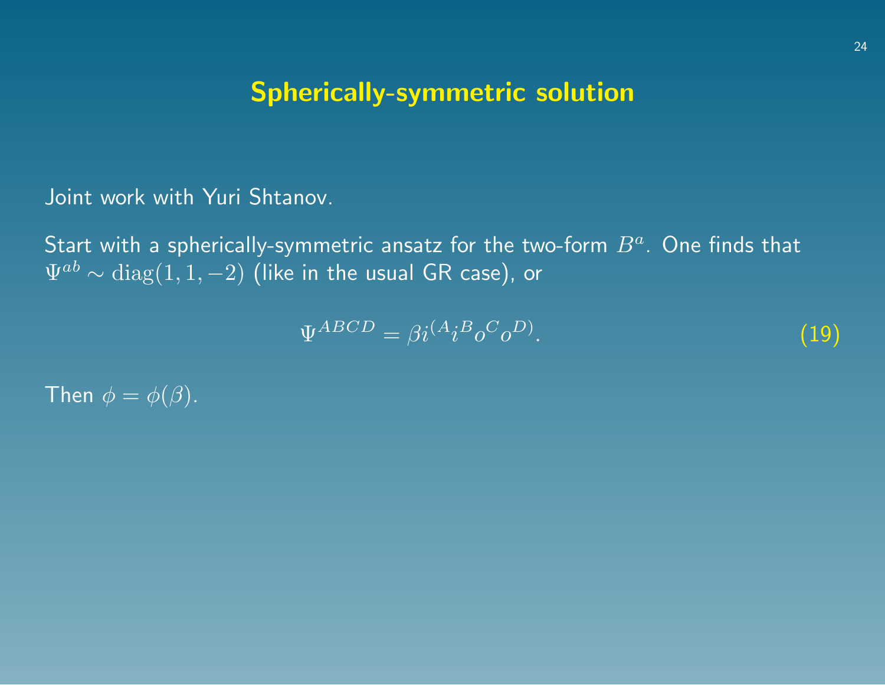# Spherically-symmetric solution

Joint work with Yuri Shtanov.

Start with a spherically-symmetric ansatz for the two-form $B^a$. One finds that $\Psi^{ab} \sim \mathrm{diag}(1, 1, -2)$ (like in the usual GR case), or

$$\Psi^{ABCD} = \beta i^{(A} i^B o^C o^{D)}. \tag{19}$$

Then $\phi = \phi(\beta)$.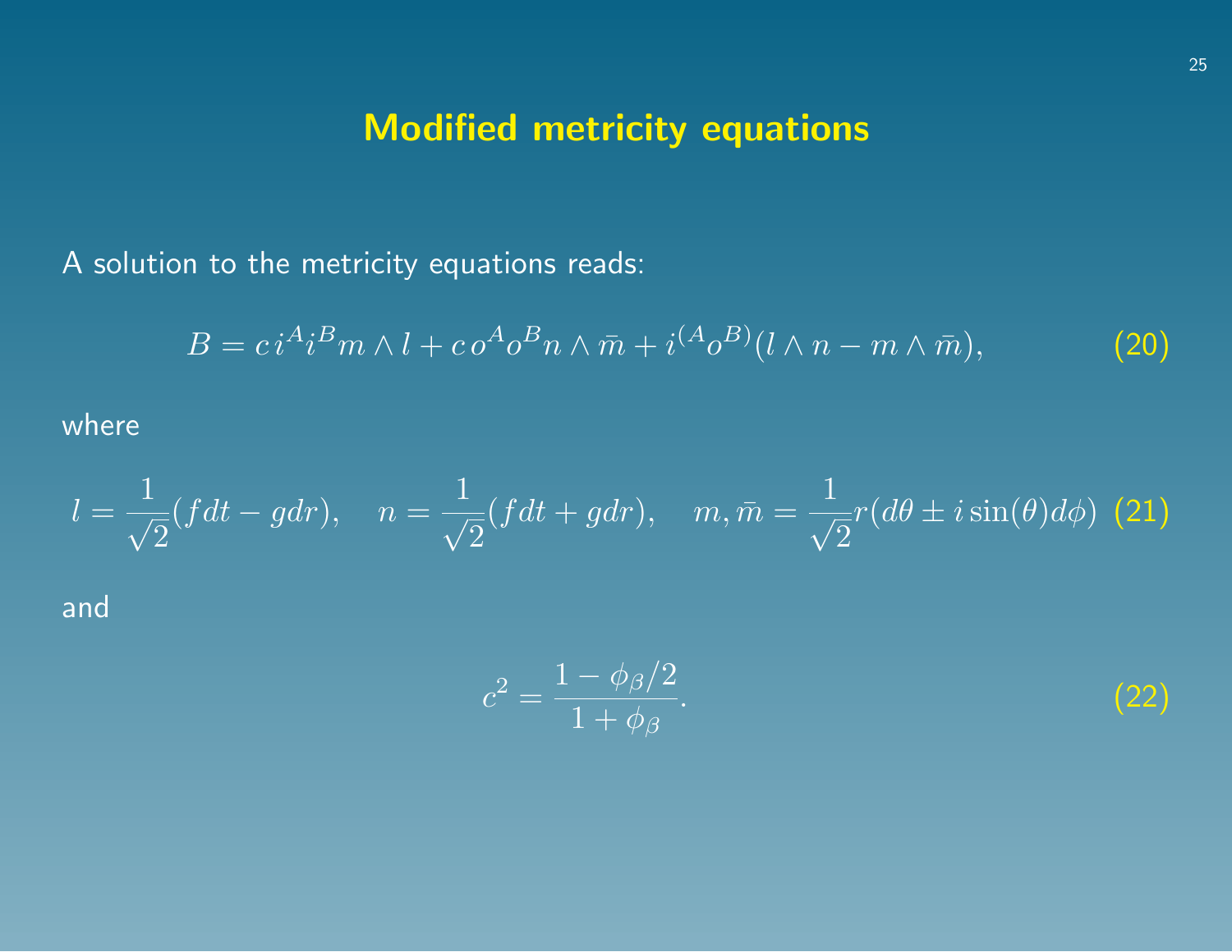# Modified metricity equations

A solution to the metricity equations reads:

$$B = c\, i^A i^B m \wedge l + c\, o^A o^B n \wedge \bar{m} + i^{(A} o^{B)} (l \wedge n - m \wedge \bar{m}), \tag{20}$$

where

$$l = \frac{1}{\sqrt{2}}(f dt - g dr), \quad n = \frac{1}{\sqrt{2}}(f dt + g dr), \quad m, \bar{m} = \frac{1}{\sqrt{2}} r (d\theta \pm i \sin(\theta) d\phi) \tag{21}$$

and

$$c^2 = \frac{1 - \phi_\beta/2}{1 + \phi_\beta}. \tag{22}$$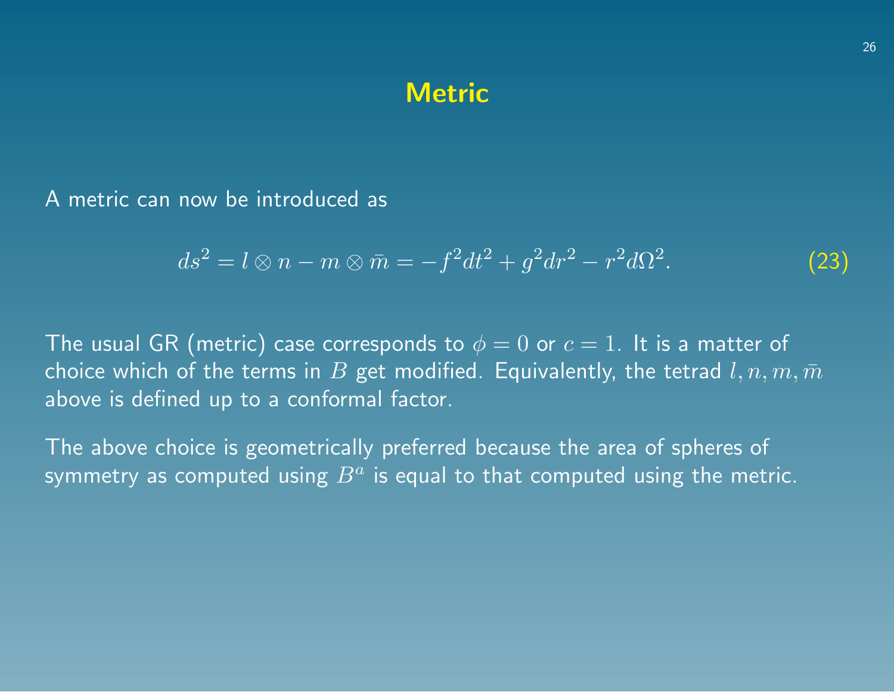# Metric

A metric can now be introduced as

$$ds^2 = l \otimes n - m \otimes \bar{m} = -f^2 dt^2 + g^2 dr^2 - r^2 d\Omega^2. \tag{23}$$

The usual GR (metric) case corresponds to $\phi = 0$ or $c = 1$. It is a matter of choice which of the terms in $B$ get modified. Equivalently, the tetrad $l, n, m, \bar{m}$ above is defined up to a conformal factor.

The above choice is geometrically preferred because the area of spheres of symmetry as computed using $B^a$ is equal to that computed using the metric.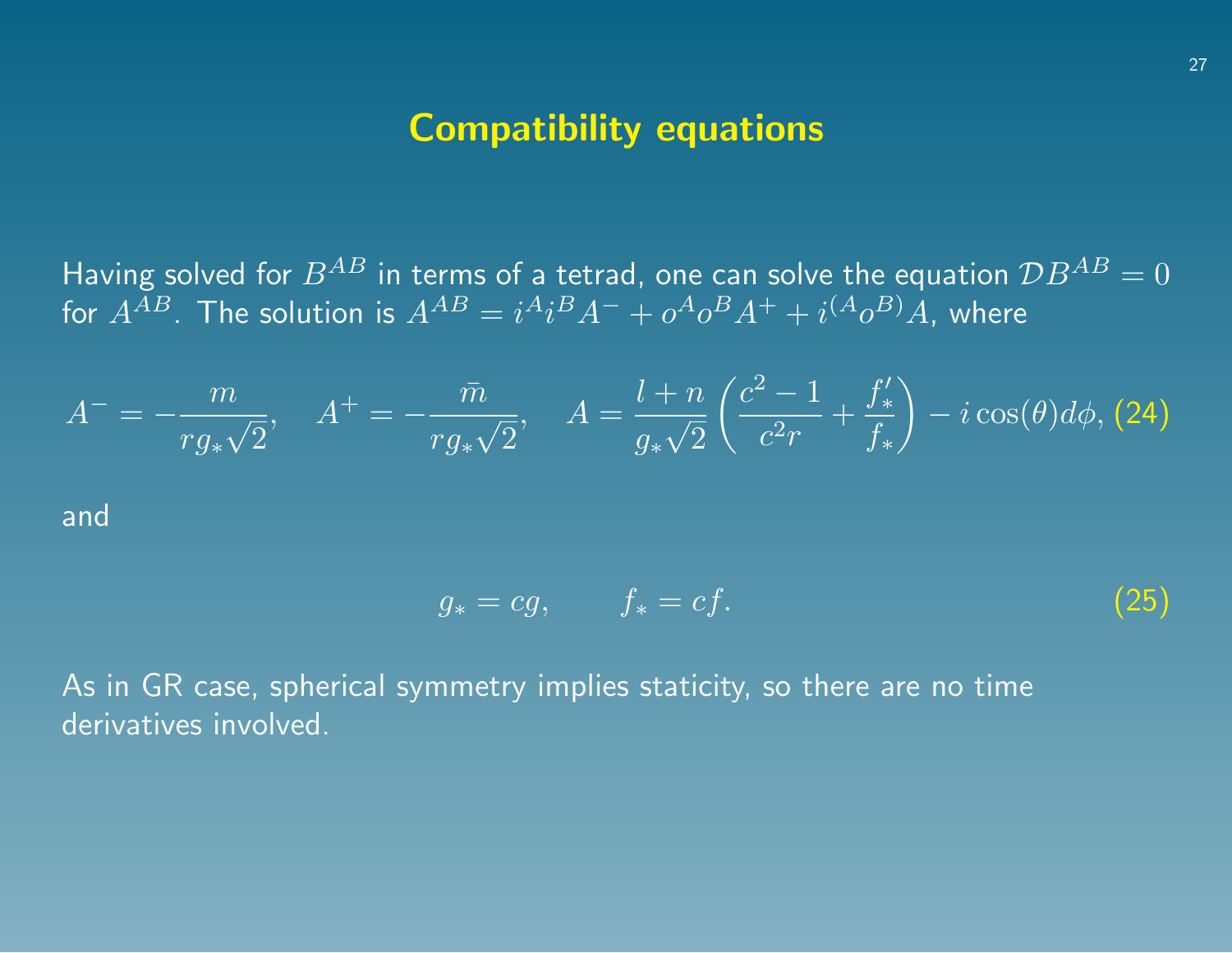## Compatibility equations

Having solved for $B^{AB}$ in terms of a tetrad, one can solve the equation $\mathcal{D}B^{AB} = 0$ for $A^{AB}$. The solution is $A^{AB} = i^A i^B A^- + o^A o^B A^+ + i^{(A} o^{B)} A$, where

$$A^- = -\frac{m}{r g_* \sqrt{2}}, \quad A^+ = -\frac{\bar{m}}{r g_* \sqrt{2}}, \quad A = \frac{l+n}{g_* \sqrt{2}} \left( \frac{c^2 - 1}{c^2 r} + \frac{f'_*}{f_*} \right) - i \cos(\theta) d\phi, \tag{24}$$

and

$$g_* = cg, \qquad f_* = cf. \tag{25}$$

As in GR case, spherical symmetry implies staticity, so there are no time derivatives involved.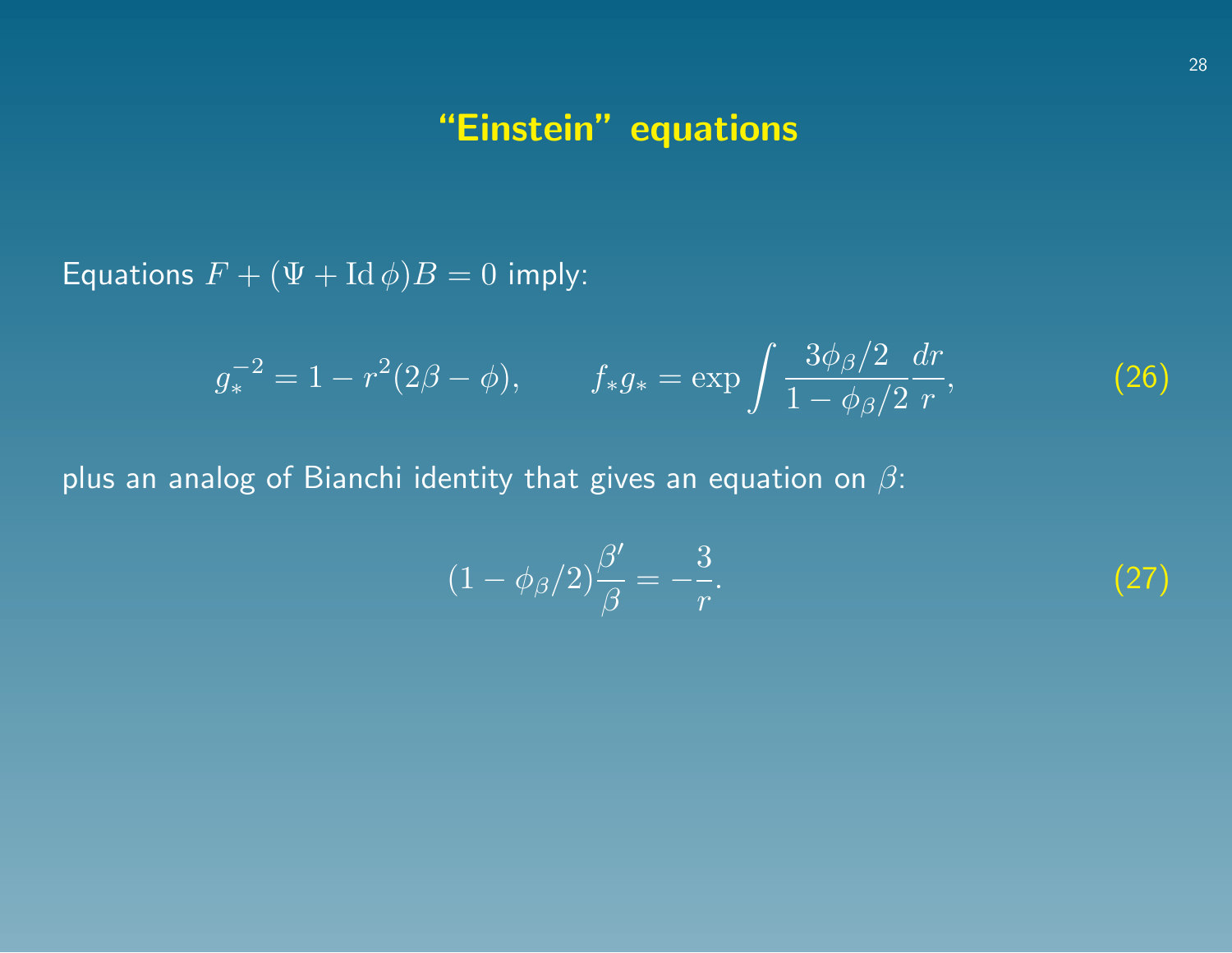## "Einstein" equations

Equations $F + (\Psi + \mathrm{Id}\,\phi)B = 0$ imply:

$$g_*^{-2} = 1 - r^2(2\beta - \phi), \qquad f_* g_* = \exp \int \frac{3\phi_\beta/2}{1 - \phi_\beta/2} \frac{dr}{r}, \tag{26}$$

plus an analog of Bianchi identity that gives an equation on $\beta$:

$$(1 - \phi_\beta/2)\frac{\beta'}{\beta} = -\frac{3}{r}. \tag{27}$$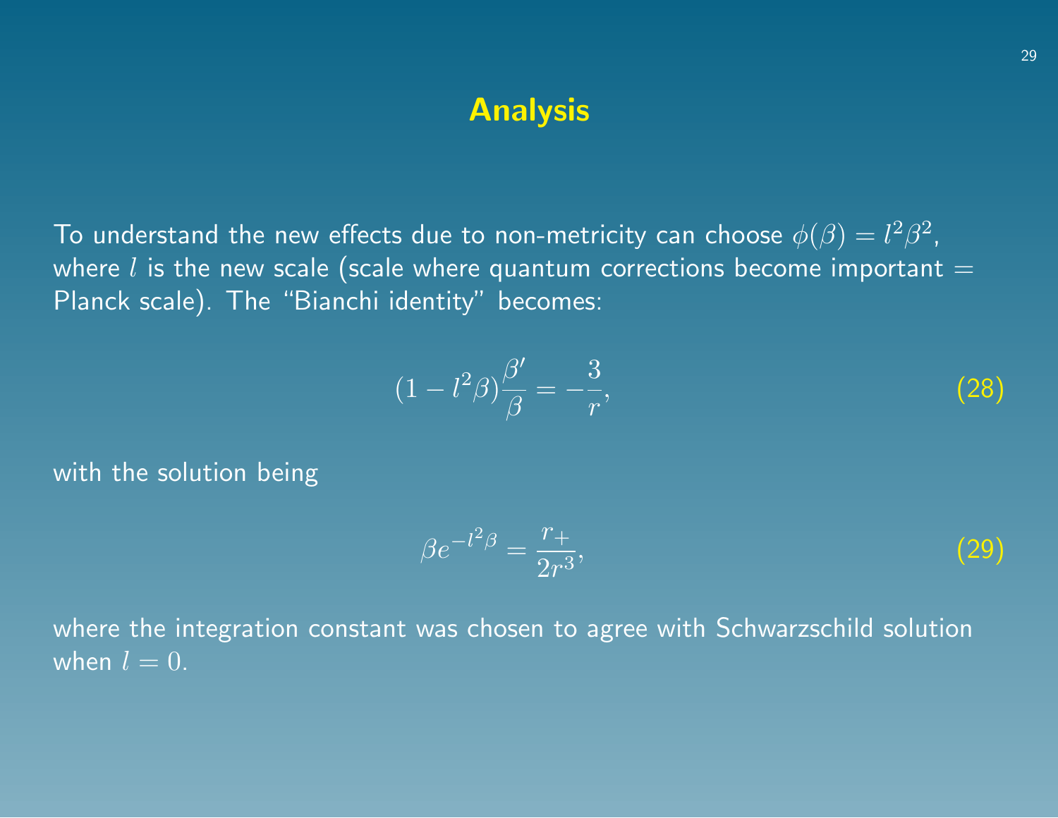# Analysis

To understand the new effects due to non-metricity can choose $\phi(\beta) = l^2\beta^2$, where $l$ is the new scale (scale where quantum corrections become important = Planck scale). The "Bianchi identity" becomes:

$$(1 - l^2\beta)\frac{\beta'}{\beta} = -\frac{3}{r}, \tag{28}$$

with the solution being

$$\beta e^{-l^2\beta} = \frac{r_+}{2r^3}, \tag{29}$$

where the integration constant was chosen to agree with Schwarzschild solution when $l = 0$.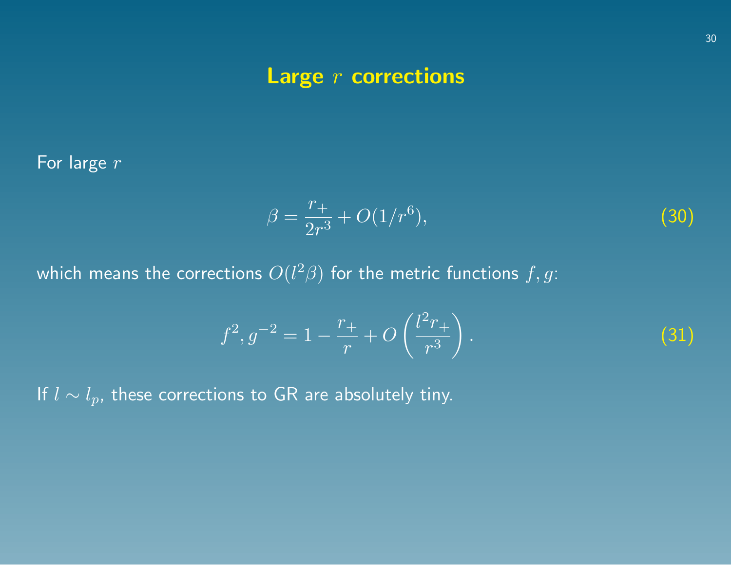# Large $r$ corrections

For large $r$

$$\beta = \frac{r_+}{2r^3} + O(1/r^6), \tag{30}$$

which means the corrections $O(l^2\beta)$ for the metric functions $f, g$:

$$f^2, g^{-2} = 1 - \frac{r_+}{r} + O\left(\frac{l^2 r_+}{r^3}\right). \tag{31}$$

If $l \sim l_p$, these corrections to GR are absolutely tiny.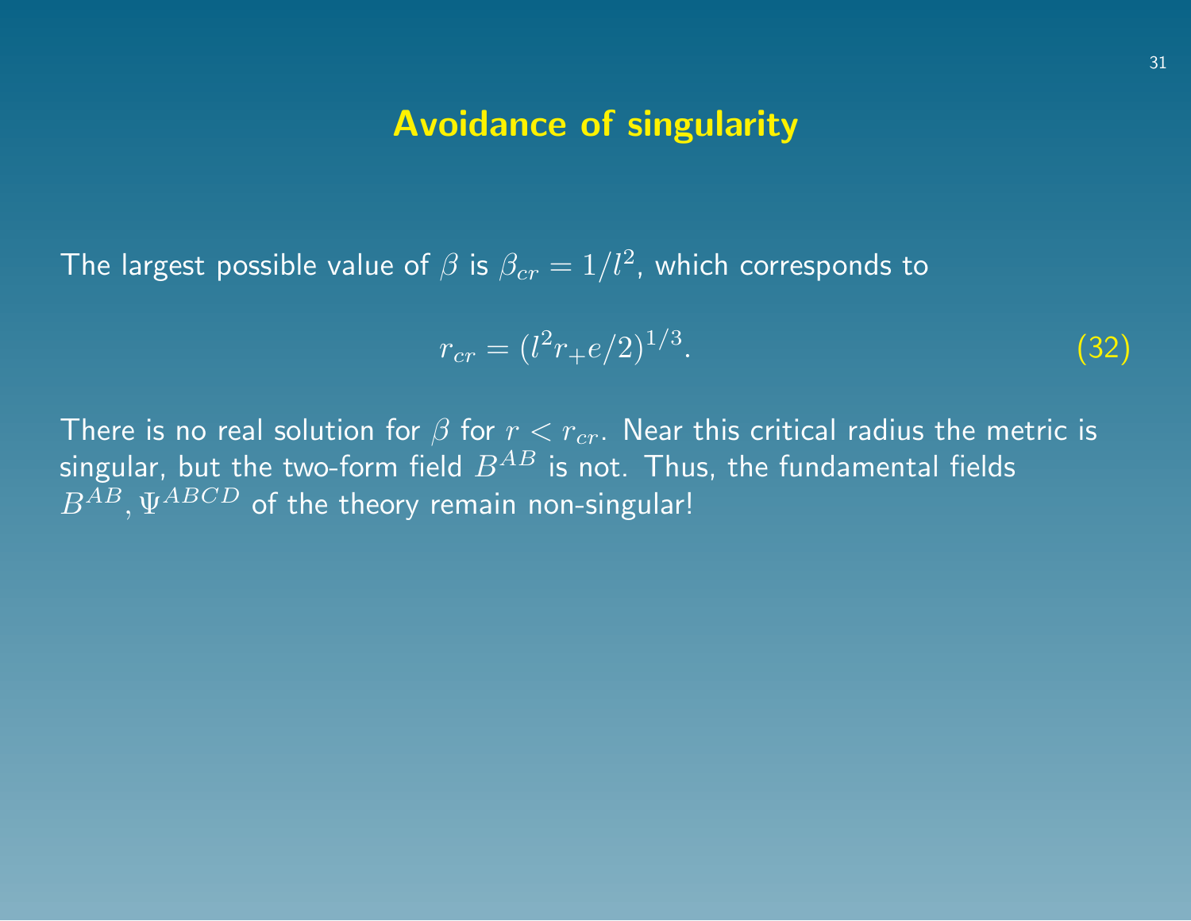# Avoidance of singularity

The largest possible value of $\beta$ is $\beta_{cr} = 1/l^2$, which corresponds to

$$r_{cr} = (l^2 r_+ e/2)^{1/3}. \tag{32}$$

There is no real solution for $\beta$ for $r < r_{cr}$. Near this critical radius the metric is singular, but the two-form field $B^{AB}$ is not. Thus, the fundamental fields $B^{AB}, \Psi^{ABCD}$ of the theory remain non-singular!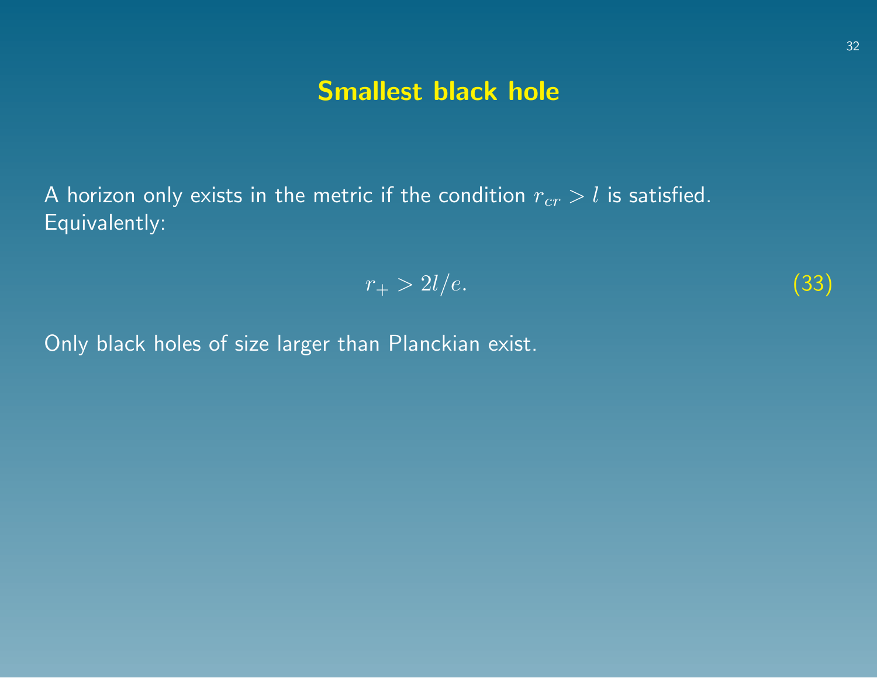## Smallest black hole

A horizon only exists in the metric if the condition $r_{cr} > l$ is satisfied. Equivalently:

$$r_+ > 2l/e. \tag{33}$$

Only black holes of size larger than Planckian exist.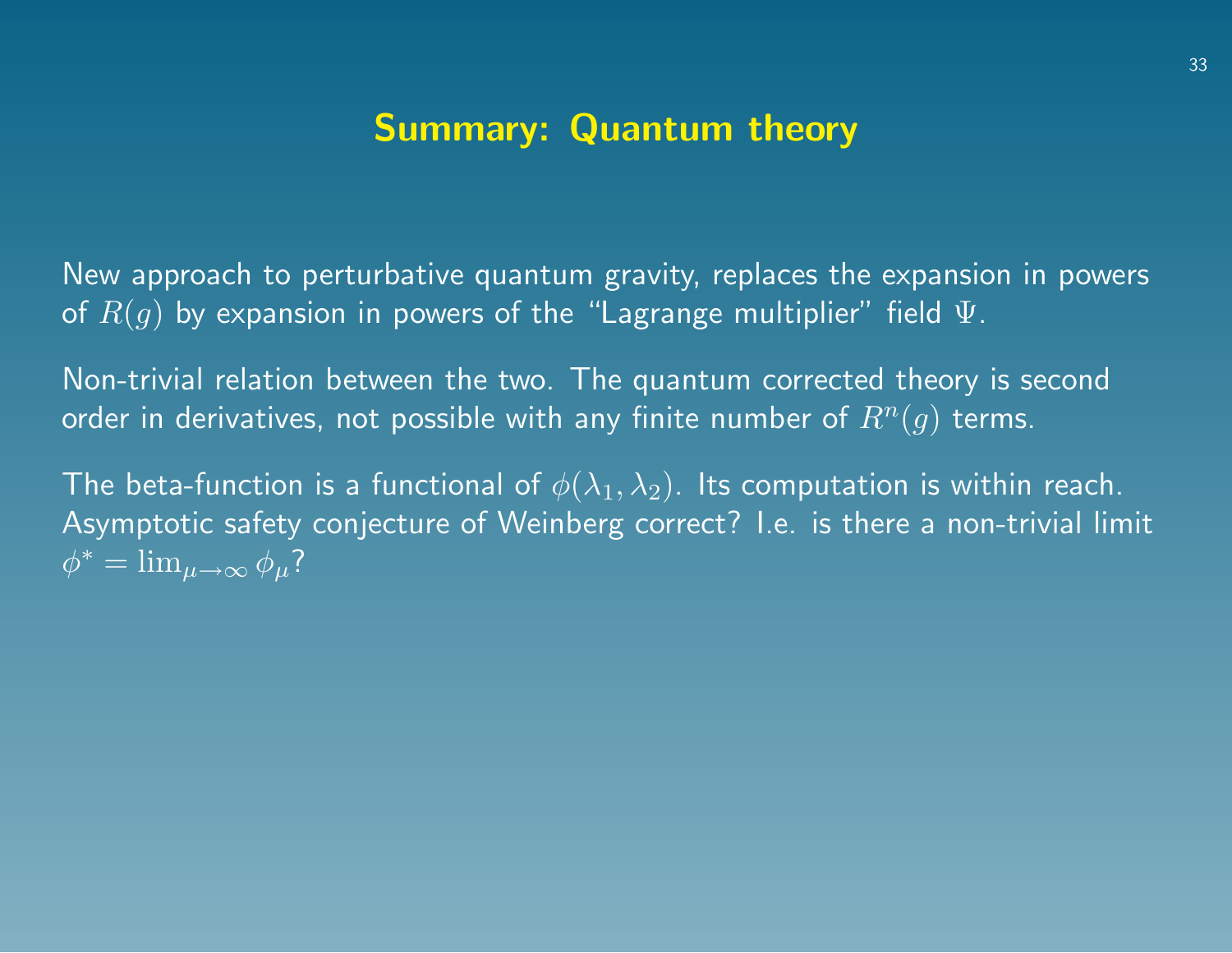# Summary: Quantum theory

New approach to perturbative quantum gravity, replaces the expansion in powers of $R(g)$ by expansion in powers of the "Lagrange multiplier" field $\Psi$.

Non-trivial relation between the two. The quantum corrected theory is second order in derivatives, not possible with any finite number of $R^n(g)$ terms.

The beta-function is a functional of $\phi(\lambda_1, \lambda_2)$. Its computation is within reach. Asymptotic safety conjecture of Weinberg correct? I.e. is there a non-trivial limit $\phi^* = \lim_{\mu \to \infty} \phi_\mu$?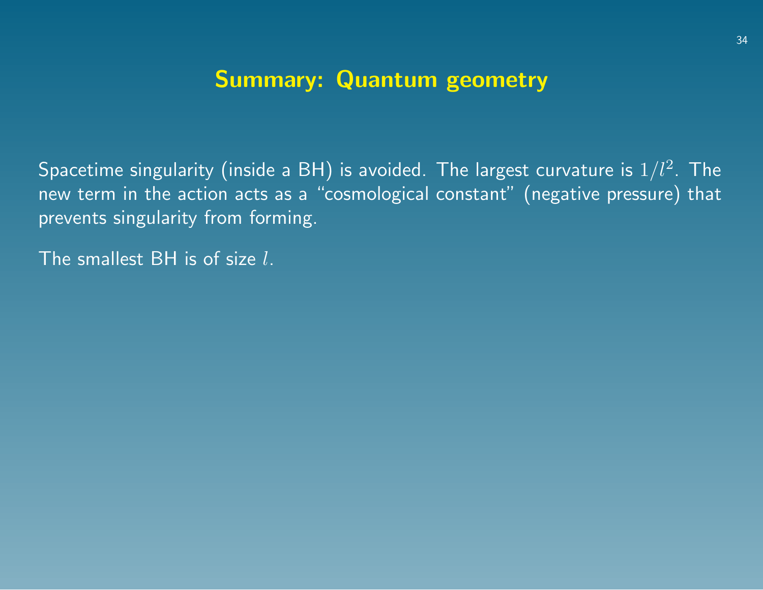# Summary: Quantum geometry

Spacetime singularity (inside a BH) is avoided. The largest curvature is $1/l^2$. The new term in the action acts as a "cosmological constant" (negative pressure) that prevents singularity from forming.

The smallest BH is of size $l$.